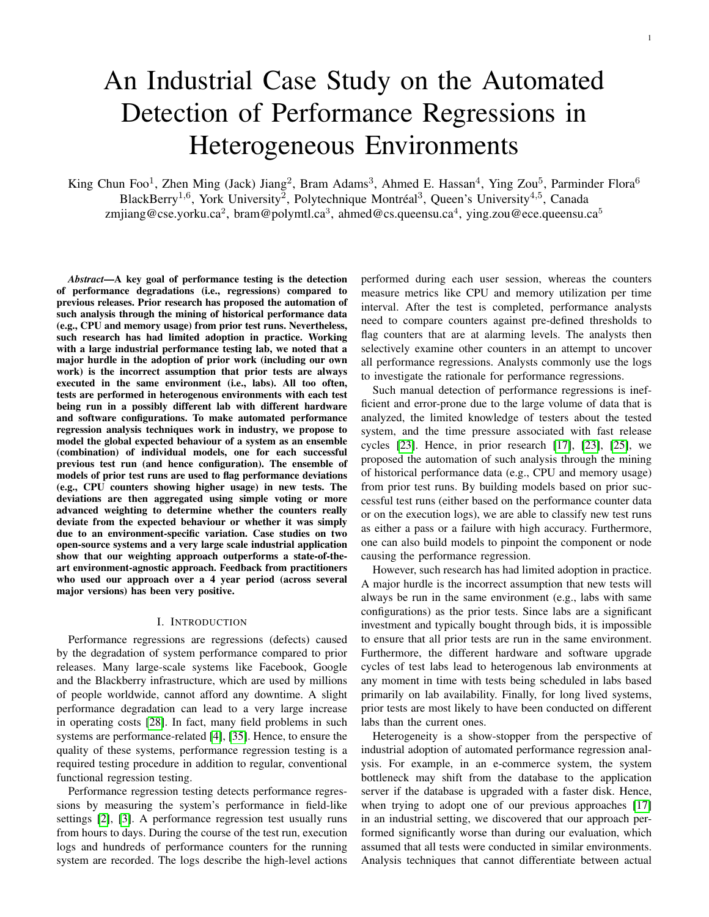# An Industrial Case Study on the Automated Detection of Performance Regressions in Heterogeneous Environments

King Chun Foo[1], Zhen Ming (Jack) Jiang[2], Bram Adams[3], Ahmed E. Hassan[4], Ying Zou[5], Parminder Flora[6]
BlackBerry[1,6], York University[2], Polytechnique Montréal[3], Queen's University[4,5], Canada
zmjiang@cse.yorku.ca[2], bram@polymtl.ca[3], ahmed@cs.queensu.ca[4], ying.zou@ece.queensu.ca[5]

***Abstract*—A key goal of performance testing is the detection of performance degradations (i.e., regressions) compared to previous releases. Prior research has proposed the automation of such analysis through the mining of historical performance data (e.g., CPU and memory usage) from prior test runs. Nevertheless, such research has had limited adoption in practice. Working with a large industrial performance testing lab, we noted that a major hurdle in the adoption of prior work (including our own work) is the incorrect assumption that prior tests are always executed in the same environment (i.e., labs). All too often, tests are performed in heterogenous environments with each test being run in a possibly different lab with different hardware and software configurations. To make automated performance regression analysis techniques work in industry, we propose to model the global expected behaviour of a system as an ensemble (combination) of individual models, one for each successful previous test run (and hence configuration). The ensemble of models of prior test runs are used to flag performance deviations (e.g., CPU counters showing higher usage) in new tests. The deviations are then aggregated using simple voting or more advanced weighting to determine whether the counters really deviate from the expected behaviour or whether it was simply due to an environment-specific variation. Case studies on two open-source systems and a very large scale industrial application show that our weighting approach outperforms a state-of-the-art environment-agnostic approach. Feedback from practitioners who used our approach over a 4 year period (across several major versions) has been very positive.**

## I. Introduction

Performance regressions are regressions (defects) caused by the degradation of system performance compared to prior releases. Many large-scale systems like Facebook, Google and the Blackberry infrastructure, which are used by millions of people worldwide, cannot afford any downtime. A slight performance degradation can lead to a very large increase in operating costs [28]. In fact, many field problems in such systems are performance-related [4], [35]. Hence, to ensure the quality of these systems, performance regression testing is a required testing procedure in addition to regular, conventional functional regression testing.

Performance regression testing detects performance regressions by measuring the system's performance in field-like settings [2], [3]. A performance regression test usually runs from hours to days. During the course of the test run, execution logs and hundreds of performance counters for the running system are recorded. The logs describe the high-level actions performed during each user session, whereas the counters measure metrics like CPU and memory utilization per time interval. After the test is completed, performance analysts need to compare counters against pre-defined thresholds to flag counters that are at alarming levels. The analysts then selectively examine other counters in an attempt to uncover all performance regressions. Analysts commonly use the logs to investigate the rationale for performance regressions.

Such manual detection of performance regressions is inefficient and error-prone due to the large volume of data that is analyzed, the limited knowledge of testers about the tested system, and the time pressure associated with fast release cycles [23]. Hence, in prior research [17], [23], [25], we proposed the automation of such analysis through the mining of historical performance data (e.g., CPU and memory usage) from prior test runs. By building models based on prior successful test runs (either based on the performance counter data or on the execution logs), we are able to classify new test runs as either a pass or a failure with high accuracy. Furthermore, one can also build models to pinpoint the component or node causing the performance regression.

However, such research has had limited adoption in practice. A major hurdle is the incorrect assumption that new tests will always be run in the same environment (e.g., labs with same configurations) as the prior tests. Since labs are a significant investment and typically bought through bids, it is impossible to ensure that all prior tests are run in the same environment. Furthermore, the different hardware and software upgrade cycles of test labs lead to heterogenous lab environments at any moment in time with tests being scheduled in labs based primarily on lab availability. Finally, for long lived systems, prior tests are most likely to have been conducted on different labs than the current ones.

Heterogeneity is a show-stopper from the perspective of industrial adoption of automated performance regression analysis. For example, in an e-commerce system, the system bottleneck may shift from the database to the application server if the database is upgraded with a faster disk. Hence, when trying to adopt one of our previous approaches [17] in an industrial setting, we discovered that our approach performed significantly worse than during our evaluation, which assumed that all tests were conducted in similar environments. Analysis techniques that cannot differentiate between actual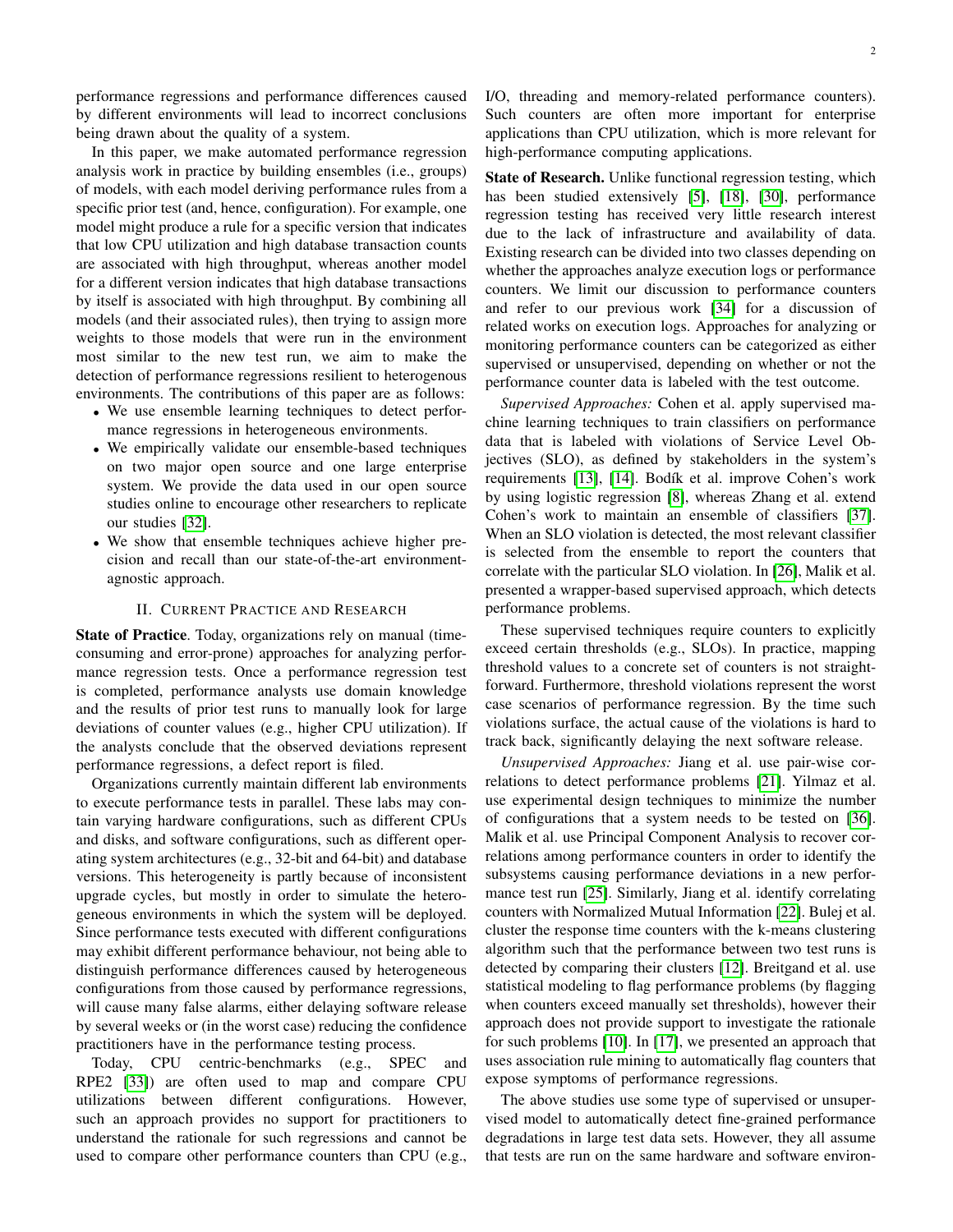performance regressions and performance differences caused by different environments will lead to incorrect conclusions being drawn about the quality of a system.

In this paper, we make automated performance regression analysis work in practice by building ensembles (i.e., groups) of models, with each model deriving performance rules from a specific prior test (and, hence, configuration). For example, one model might produce a rule for a specific version that indicates that low CPU utilization and high database transaction counts are associated with high throughput, whereas another model for a different version indicates that high database transactions by itself is associated with high throughput. By combining all models (and their associated rules), then trying to assign more weights to those models that were run in the environment most similar to the new test run, we aim to make the detection of performance regressions resilient to heterogenous environments. The contributions of this paper are as follows:

- We use ensemble learning techniques to detect performance regressions in heterogeneous environments.
- We empirically validate our ensemble-based techniques on two major open source and one large enterprise system. We provide the data used in our open source studies online to encourage other researchers to replicate our studies [32].
- We show that ensemble techniques achieve higher precision and recall than our state-of-the-art environment-agnostic approach.

## II. Current Practice and Research

**State of Practice**. Today, organizations rely on manual (time-consuming and error-prone) approaches for analyzing performance regression tests. Once a performance regression test is completed, performance analysts use domain knowledge and the results of prior test runs to manually look for large deviations of counter values (e.g., higher CPU utilization). If the analysts conclude that the observed deviations represent performance regressions, a defect report is filed.

Organizations currently maintain different lab environments to execute performance tests in parallel. These labs may contain varying hardware configurations, such as different CPUs and disks, and software configurations, such as different operating system architectures (e.g., 32-bit and 64-bit) and database versions. This heterogeneity is partly because of inconsistent upgrade cycles, but mostly in order to simulate the heterogeneous environments in which the system will be deployed. Since performance tests executed with different configurations may exhibit different performance behaviour, not being able to distinguish performance differences caused by heterogeneous configurations from those caused by performance regressions, will cause many false alarms, either delaying software release by several weeks or (in the worst case) reducing the confidence practitioners have in the performance testing process.

Today, CPU centric-benchmarks (e.g., SPEC and RPE2 [33]) are often used to map and compare CPU utilizations between different configurations. However, such an approach provides no support for practitioners to understand the rationale for such regressions and cannot be used to compare other performance counters than CPU (e.g., I/O, threading and memory-related performance counters). Such counters are often more important for enterprise applications than CPU utilization, which is more relevant for high-performance computing applications.

**State of Research.** Unlike functional regression testing, which has been studied extensively [5], [18], [30], performance regression testing has received very little research interest due to the lack of infrastructure and availability of data. Existing research can be divided into two classes depending on whether the approaches analyze execution logs or performance counters. We limit our discussion to performance counters and refer to our previous work [34] for a discussion of related works on execution logs. Approaches for analyzing or monitoring performance counters can be categorized as either supervised or unsupervised, depending on whether or not the performance counter data is labeled with the test outcome.

*Supervised Approaches:* Cohen et al. apply supervised machine learning techniques to train classifiers on performance data that is labeled with violations of Service Level Objectives (SLO), as defined by stakeholders in the system's requirements [13], [14]. Bodík et al. improve Cohen's work by using logistic regression [8], whereas Zhang et al. extend Cohen's work to maintain an ensemble of classifiers [37]. When an SLO violation is detected, the most relevant classifier is selected from the ensemble to report the counters that correlate with the particular SLO violation. In [26], Malik et al. presented a wrapper-based supervised approach, which detects performance problems.

These supervised techniques require counters to explicitly exceed certain thresholds (e.g., SLOs). In practice, mapping threshold values to a concrete set of counters is not straightforward. Furthermore, threshold violations represent the worst case scenarios of performance regression. By the time such violations surface, the actual cause of the violations is hard to track back, significantly delaying the next software release.

*Unsupervised Approaches:* Jiang et al. use pair-wise correlations to detect performance problems [21]. Yilmaz et al. use experimental design techniques to minimize the number of configurations that a system needs to be tested on [36]. Malik et al. use Principal Component Analysis to recover correlations among performance counters in order to identify the subsystems causing performance deviations in a new performance test run [25]. Similarly, Jiang et al. identify correlating counters with Normalized Mutual Information [22]. Bulej et al. cluster the response time counters with the k-means clustering algorithm such that the performance between two test runs is detected by comparing their clusters [12]. Breitgand et al. use statistical modeling to flag performance problems (by flagging when counters exceed manually set thresholds), however their approach does not provide support to investigate the rationale for such problems [10]. In [17], we presented an approach that uses association rule mining to automatically flag counters that expose symptoms of performance regressions.

The above studies use some type of supervised or unsupervised model to automatically detect fine-grained performance degradations in large test data sets. However, they all assume that tests are run on the same hardware and software environ-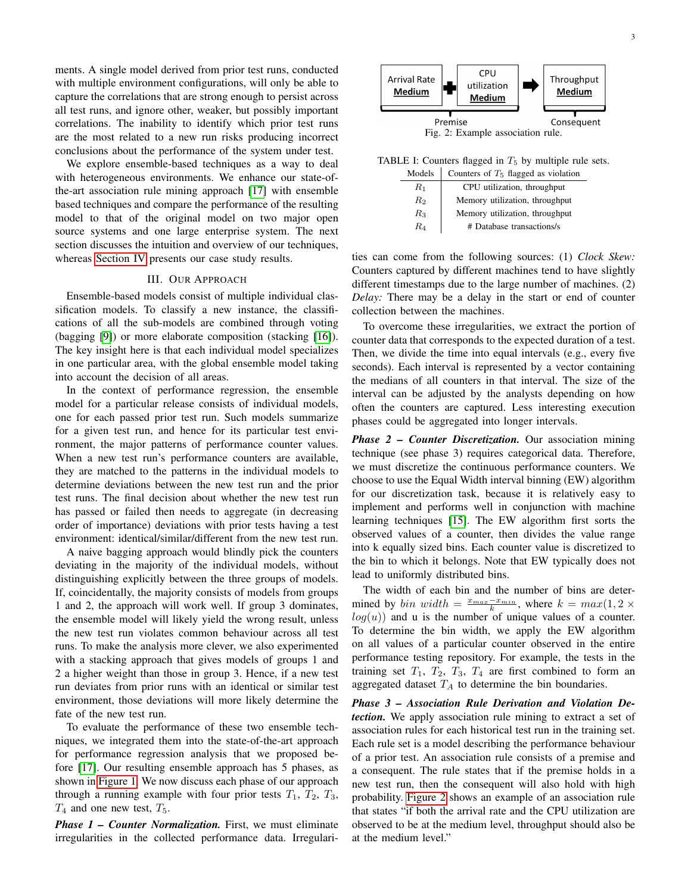ments. A single model derived from prior test runs, conducted with multiple environment configurations, will only be able to capture the correlations that are strong enough to persist across all test runs, and ignore other, weaker, but possibly important correlations. The inability to identify which prior test runs are the most related to a new run risks producing incorrect conclusions about the performance of the system under test.

We explore ensemble-based techniques as a way to deal with heterogeneous environments. We enhance our state-of-the-art association rule mining approach [17] with ensemble based techniques and compare the performance of the resulting model to that of the original model on two major open source systems and one large enterprise system. The next section discusses the intuition and overview of our techniques, whereas Section IV presents our case study results.

## III. Our Approach

Ensemble-based models consist of multiple individual classification models. To classify a new instance, the classifications of all the sub-models are combined through voting (bagging [9]) or more elaborate composition (stacking [16]). The key insight here is that each individual model specializes in one particular area, with the global ensemble model taking into account the decision of all areas.

In the context of performance regression, the ensemble model for a particular release consists of individual models, one for each passed prior test run. Such models summarize for a given test run, and hence for its particular test environment, the major patterns of performance counter values. When a new test run's performance counters are available, they are matched to the patterns in the individual models to determine deviations between the new test run and the prior test runs. The final decision about whether the new test run has passed or failed then needs to aggregate (in decreasing order of importance) deviations with prior tests having a test environment: identical/similar/different from the new test run.

A naive bagging approach would blindly pick the counters deviating in the majority of the individual models, without distinguishing explicitly between the three groups of models. If, coincidentally, the majority consists of models from groups 1 and 2, the approach will work well. If group 3 dominates, the ensemble model will likely yield the wrong result, unless the new test run violates common behaviour across all test runs. To make the analysis more clever, we also experimented with a stacking approach that gives models of groups 1 and 2 a higher weight than those in group 3. Hence, if a new test run deviates from prior runs with an identical or similar test environment, those deviations will more likely determine the fate of the new test run.

To evaluate the performance of these two ensemble techniques, we integrated them into the state-of-the-art approach for performance regression analysis that we proposed before [17]. Our resulting ensemble approach has 5 phases, as shown in Figure 1. We now discuss each phase of our approach through a running example with four prior tests $T_1$, $T_2$, $T_3$, $T_4$ and one new test, $T_5$.

***Phase 1 – Counter Normalization.*** First, we must eliminate irregularities in the collected performance data. Irregularities can come from the following sources: (1) *Clock Skew:* Counters captured by different machines tend to have slightly different timestamps due to the large number of machines. (2) *Delay:* There may be a delay in the start or end of counter collection between the machines.

Arrival Rate **Medium** + CPU utilization **Medium** ➡ Throughput **Medium**

Premise — Consequent

Fig. 2: Example association rule.

TABLE I: Counters flagged in $T_5$ by multiple rule sets.

| Models | Counters of $T_5$ flagged as violation |
|---|---|
| $R_1$ | CPU utilization, throughput |
| $R_2$ | Memory utilization, throughput |
| $R_3$ | Memory utilization, throughput |
| $R_4$ | # Database transactions/s |

To overcome these irregularities, we extract the portion of counter data that corresponds to the expected duration of a test. Then, we divide the time into equal intervals (e.g., every five seconds). Each interval is represented by a vector containing the medians of all counters in that interval. The size of the interval can be adjusted by the analysts depending on how often the counters are captured. Less interesting execution phases could be aggregated into longer intervals.

***Phase 2 – Counter Discretization.*** Our association mining technique (see phase 3) requires categorical data. Therefore, we must discretize the continuous performance counters. We choose to use the Equal Width interval binning (EW) algorithm for our discretization task, because it is relatively easy to implement and performs well in conjunction with machine learning techniques [15]. The EW algorithm first sorts the observed values of a counter, then divides the value range into k equally sized bins. Each counter value is discretized to the bin to which it belongs. Note that EW typically does not lead to uniformly distributed bins.

The width of each bin and the number of bins are determined by $bin\ width = \frac{x_{max} - x_{min}}{k}$, where $k = max(1, 2 \times log(u))$ and u is the number of unique values of a counter. To determine the bin width, we apply the EW algorithm on all values of a particular counter observed in the entire performance testing repository. For example, the tests in the training set $T_1$, $T_2$, $T_3$, $T_4$ are first combined to form an aggregated dataset $T_A$ to determine the bin boundaries.

***Phase 3 – Association Rule Derivation and Violation Detection.*** We apply association rule mining to extract a set of association rules for each historical test run in the training set. Each rule set is a model describing the performance behaviour of a prior test. An association rule consists of a premise and a consequent. The rule states that if the premise holds in a new test run, then the consequent will also hold with high probability. Figure 2 shows an example of an association rule that states "if both the arrival rate and the CPU utilization are observed to be at the medium level, throughput should also be at the medium level."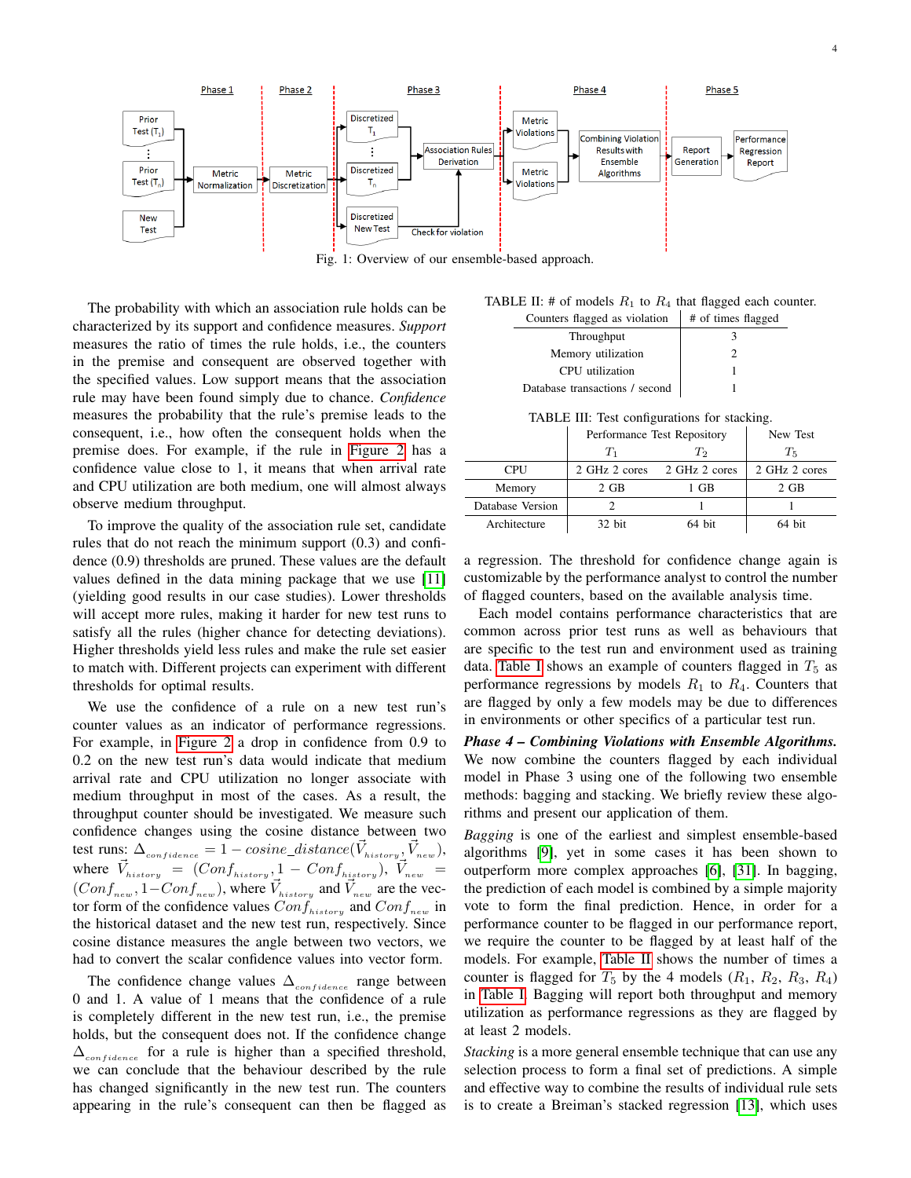Fig. 1: Overview of our ensemble-based approach.

The probability with which an association rule holds can be characterized by its support and confidence measures. *Support* measures the ratio of times the rule holds, i.e., the counters in the premise and consequent are observed together with the specified values. Low support means that the association rule may have been found simply due to chance. *Confidence* measures the probability that the rule's premise leads to the consequent, i.e., how often the consequent holds when the premise does. For example, if the rule in Figure 2 has a confidence value close to 1, it means that when arrival rate and CPU utilization are both medium, one will almost always observe medium throughput.

To improve the quality of the association rule set, candidate rules that do not reach the minimum support (0.3) and confidence (0.9) thresholds are pruned. These values are the default values defined in the data mining package that we use [11] (yielding good results in our case studies). Lower thresholds will accept more rules, making it harder for new test runs to satisfy all the rules (higher chance for detecting deviations). Higher thresholds yield less rules and make the rule set easier to match with. Different projects can experiment with different thresholds for optimal results.

We use the confidence of a rule on a new test run's counter values as an indicator of performance regressions. For example, in Figure 2 a drop in confidence from 0.9 to 0.2 on the new test run's data would indicate that medium arrival rate and CPU utilization no longer associate with medium throughput in most of the cases. As a result, the throughput counter should be investigated. We measure such confidence changes using the cosine distance between two test runs: $\Delta_{confidence} = 1 - cosine\_distance(\vec{V}_{history}, \vec{V}_{new})$, where $\vec{V}_{history} = (Conf_{history}, 1 - Conf_{history})$, $\vec{V}_{new} = (Conf_{new}, 1 - Conf_{new})$, where $\vec{V}_{history}$ and $\vec{V}_{new}$ are the vector form of the confidence values $Conf_{history}$ and $Conf_{new}$ in the historical dataset and the new test run, respectively. Since cosine distance measures the angle between two vectors, we had to convert the scalar confidence values into vector form.

The confidence change values $\Delta_{confidence}$ range between 0 and 1. A value of 1 means that the confidence of a rule is completely different in the new test run, i.e., the premise holds, but the consequent does not. If the confidence change $\Delta_{confidence}$ for a rule is higher than a specified threshold, we can conclude that the behaviour described by the rule has changed significantly in the new test run. The counters appearing in the rule's consequent can then be flagged as a regression. The threshold for confidence change again is customizable by the performance analyst to control the number of flagged counters, based on the available analysis time.

Each model contains performance characteristics that are common across prior test runs as well as behaviours that are specific to the test run and environment used as training data. Table I shows an example of counters flagged in $T_5$ as performance regressions by models $R_1$ to $R_4$. Counters that are flagged by only a few models may be due to differences in environments or other specifics of a particular test run.

TABLE II: # of models $R_1$ to $R_4$ that flagged each counter.

| Counters flagged as violation | # of times flagged |
|---|---|
| Throughput | 3 |
| Memory utilization | 2 |
| CPU utilization | 1 |
| Database transactions / second | 1 |

TABLE III: Test configurations for stacking.

| | Performance Test Repository | | New Test |
|---|---|---|---|
| | $T_1$ | $T_2$ | $T_5$ |
| CPU | 2 GHz 2 cores | 2 GHz 2 cores | 2 GHz 2 cores |
| Memory | 2 GB | 1 GB | 2 GB |
| Database Version | 2 | 1 | 1 |
| Architecture | 32 bit | 64 bit | 64 bit |

***Phase 4 – Combining Violations with Ensemble Algorithms.*** We now combine the counters flagged by each individual model in Phase 3 using one of the following two ensemble methods: bagging and stacking. We briefly review these algorithms and present our application of them.

*Bagging* is one of the earliest and simplest ensemble-based algorithms [9], yet in some cases it has been shown to outperform more complex approaches [6], [31]. In bagging, the prediction of each model is combined by a simple majority vote to form the final prediction. Hence, in order for a performance counter to be flagged in our performance report, we require the counter to be flagged by at least half of the models. For example, Table II shows the number of times a counter is flagged for $T_5$ by the 4 models ($R_1$, $R_2$, $R_3$, $R_4$) in Table I. Bagging will report both throughput and memory utilization as performance regressions as they are flagged by at least 2 models.

*Stacking* is a more general ensemble technique that can use any selection process to form a final set of predictions. A simple and effective way to combine the results of individual rule sets is to create a Breiman's stacked regression [13], which uses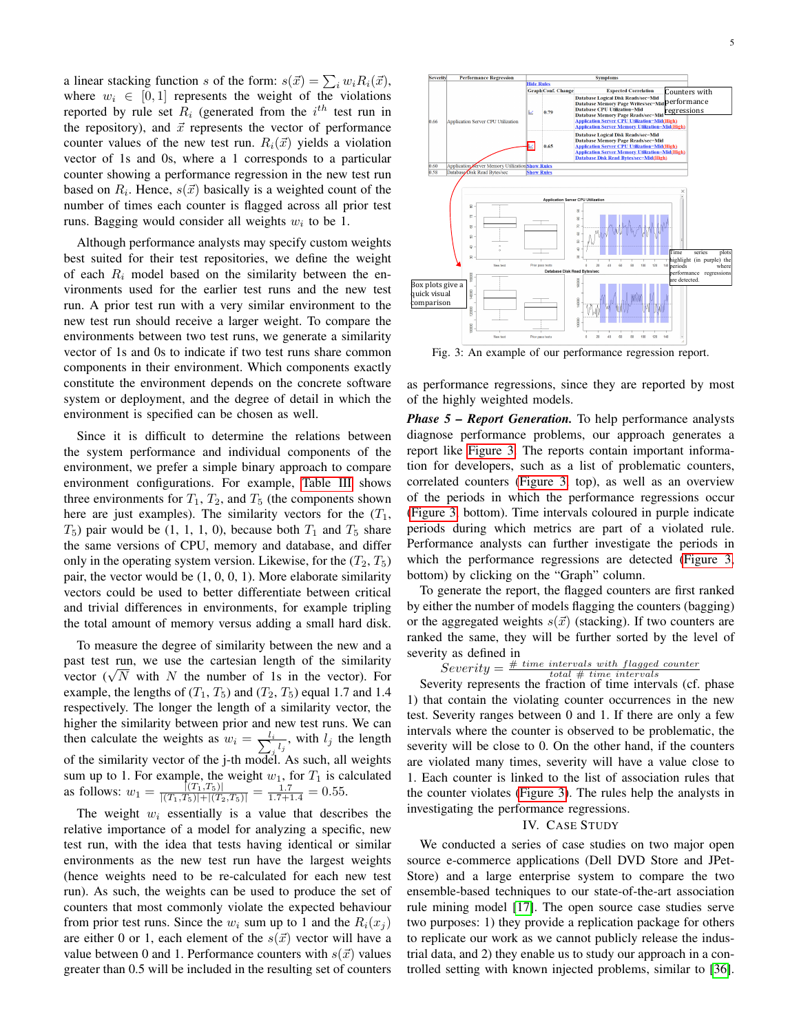a linear stacking function $s$ of the form: $s(\vec{x}) = \sum_i w_i R_i(\vec{x})$, where $w_i \in [0, 1]$ represents the weight of the violations reported by rule set $R_i$ (generated from the $i^{th}$ test run in the repository), and $\vec{x}$ represents the vector of performance counter values of the new test run. $R_i(\vec{x})$ yields a violation vector of 1s and 0s, where a 1 corresponds to a particular counter showing a performance regression in the new test run based on $R_i$. Hence, $s(\vec{x})$ basically is a weighted count of the number of times each counter is flagged across all prior test runs. Bagging would consider all weights $w_i$ to be 1.

Although performance analysts may specify custom weights best suited for their test repositories, we define the weight of each $R_i$ model based on the similarity between the environments used for the earlier test runs and the new test run. A prior test run with a very similar environment to the new test run should receive a larger weight. To compare the environments between two test runs, we generate a similarity vector of 1s and 0s to indicate if two test runs share common components in their environment. Which components exactly constitute the environment depends on the concrete software system or deployment, and the degree of detail in which the environment is specified can be chosen as well.

Since it is difficult to determine the relations between the system performance and individual components of the environment, we prefer a simple binary approach to compare environment configurations. For example, Table III shows three environments for $T_1$, $T_2$, and $T_5$ (the components shown here are just examples). The similarity vectors for the ($T_1$, $T_5$) pair would be (1, 1, 1, 0), because both $T_1$ and $T_5$ share the same versions of CPU, memory and database, and differ only in the operating system version. Likewise, for the ($T_2$, $T_5$) pair, the vector would be (1, 0, 0, 1). More elaborate similarity vectors could be used to better differentiate between critical and trivial differences in environments, for example tripling the total amount of memory versus adding a small hard disk.

To measure the degree of similarity between the new and a past test run, we use the cartesian length of the similarity vector ($\sqrt{N}$ with $N$ the number of 1s in the vector). For example, the lengths of ($T_1$, $T_5$) and ($T_2$, $T_5$) equal 1.7 and 1.4 respectively. The longer the length of a similarity vector, the higher the similarity between prior and new test runs. We can then calculate the weights as $w_i = \frac{l_i}{\sum_j l_j}$, with $l_j$ the length of the similarity vector of the j-th model. As such, all weights sum up to 1. For example, the weight $w_1$, for $T_1$ is calculated as follows: $w_1 = \frac{|(T_1,T_5)|}{|(T_1,T_5)|+|(T_2,T_5)|} = \frac{1.7}{1.7+1.4} = 0.55$.

The weight $w_i$ essentially is a value that describes the relative importance of a model for analyzing a specific, new test run, with the idea that tests having identical or similar environments as the new test run have the largest weights (hence weights need to be re-calculated for each new test run). As such, the weights can be used to produce the set of counters that most commonly violate the expected behaviour from prior test runs. Since the $w_i$ sum up to 1 and the $R_i(x_j)$ are either 0 or 1, each element of the $s(\vec{x})$ vector will have a value between 0 and 1. Performance counters with $s(\vec{x})$ values greater than 0.5 will be included in the resulting set of counters as performance regressions, since they are reported by most of the highly weighted models.

Fig. 3: An example of our performance regression report.

***Phase 5 – Report Generation.*** To help performance analysts diagnose performance problems, our approach generates a report like Figure 3. The reports contain important information for developers, such as a list of problematic counters, correlated counters (Figure 3, top), as well as an overview of the periods in which the performance regressions occur (Figure 3, bottom). Time intervals coloured in purple indicate periods during which metrics are part of a violated rule. Performance analysts can further investigate the periods in which the performance regressions are detected (Figure 3, bottom) by clicking on the "Graph" column.

To generate the report, the flagged counters are first ranked by either the number of models flagging the counters (bagging) or the aggregated weights $s(\vec{x})$ (stacking). If two counters are ranked the same, they will be further sorted by the level of severity as defined in

$$Severity = \frac{\#\ time\ intervals\ with\ flagged\ counter}{total\ \#\ time\ intervals}$$

Severity represents the fraction of time intervals (cf. phase 1) that contain the violating counter occurrences in the new test. Severity ranges between 0 and 1. If there are only a few intervals where the counter is observed to be problematic, the severity will be close to 0. On the other hand, if the counters are violated many times, severity will have a value close to 1. Each counter is linked to the list of association rules that the counter violates (Figure 3). The rules help the analysts in investigating the performance regressions.

## IV. Case Study

We conducted a series of case studies on two major open source e-commerce applications (Dell DVD Store and JPetStore) and a large enterprise system to compare the two ensemble-based techniques to our state-of-the-art association rule mining model [17]. The open source case studies serve two purposes: 1) they provide a replication package for others to replicate our work as we cannot publicly release the industrial data, and 2) they enable us to study our approach in a controlled setting with known injected problems, similar to [36].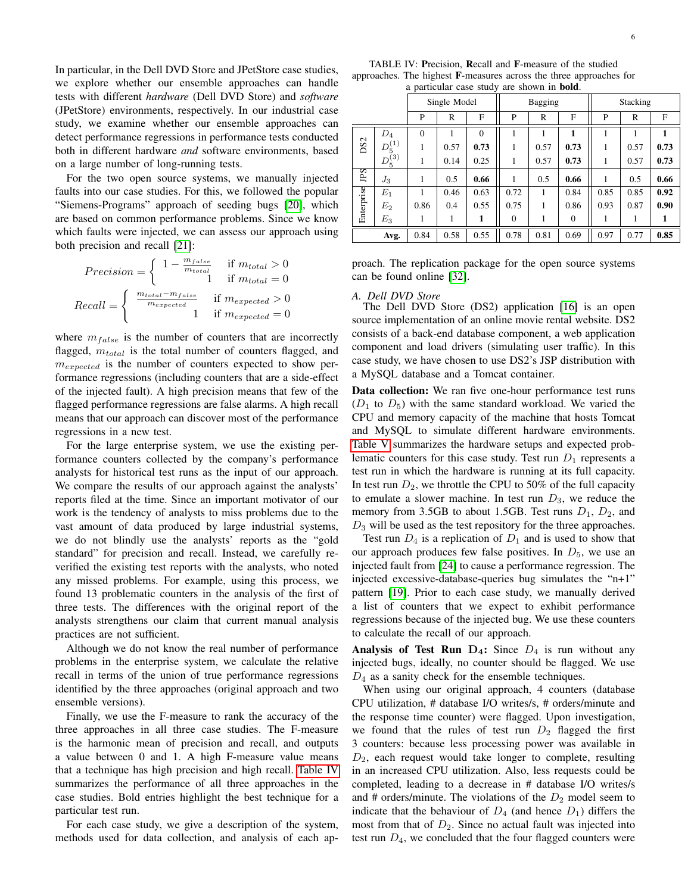In particular, in the Dell DVD Store and JPetStore case studies, we explore whether our ensemble approaches can handle tests with different *hardware* (Dell DVD Store) and *software* (JPetStore) environments, respectively. In our industrial case study, we examine whether our ensemble approaches can detect performance regressions in performance tests conducted both in different hardware *and* software environments, based on a large number of long-running tests.

For the two open source systems, we manually injected faults into our case studies. For this, we followed the popular "Siemens-Programs" approach of seeding bugs [20], which are based on common performance problems. Since we know which faults were injected, we can assess our approach using both precision and recall [21]:

$$Precision = \begin{cases} 1 - \frac{m_{false}}{m_{total}} & \text{if } m_{total} > 0 \\ 1 & \text{if } m_{total} = 0 \end{cases}$$

$$Recall = \begin{cases} \frac{m_{total} - m_{false}}{m_{expected}} & \text{if } m_{expected} > 0 \\ 1 & \text{if } m_{expected} = 0 \end{cases}$$

where $m_{false}$ is the number of counters that are incorrectly flagged, $m_{total}$ is the total number of counters flagged, and $m_{expected}$ is the number of counters expected to show performance regressions (including counters that are a side-effect of the injected fault). A high precision means that few of the flagged performance regressions are false alarms. A high recall means that our approach can discover most of the performance regressions in a new test.

For the large enterprise system, we use the existing performance counters collected by the company's performance analysts for historical test runs as the input of our approach. We compare the results of our approach against the analysts' reports filed at the time. Since an important motivator of our work is the tendency of analysts to miss problems due to the vast amount of data produced by large industrial systems, we do not blindly use the analysts' reports as the "gold standard" for precision and recall. Instead, we carefully re-verified the existing test reports with the analysts, who noted any missed problems. For example, using this process, we found 13 problematic counters in the analysis of the first of three tests. The differences with the original report of the analysts strengthens our claim that current manual analysis practices are not sufficient.

Although we do not know the real number of performance problems in the enterprise system, we calculate the relative recall in terms of the union of true performance regressions identified by the three approaches (original approach and two ensemble versions).

Finally, we use the F-measure to rank the accuracy of the three approaches in all three case studies. The F-measure is the harmonic mean of precision and recall, and outputs a value between 0 and 1. A high F-measure value means that a technique has high precision and high recall. Table IV summarizes the performance of all three approaches in the case studies. Bold entries highlight the best technique for a particular test run.

For each case study, we give a description of the system, methods used for data collection, and analysis of each approach. The replication package for the open source systems can be found online [32].

TABLE IV: **P**recision, **R**ecall and **F**-measure of the studied approaches. The highest **F**-measures across the three approaches for a particular case study are shown in **bold**.

| | | Single Model | | | Bagging | | | Stacking | | |
|---|---|---|---|---|---|---|---|---|---|---|
| | | P | R | F | P | R | F | P | R | F |
| DS2 | $D_4$ | 0 | 1 | 0 | 1 | 1 | **1** | 1 | 1 | **1** |
| | $D_5^{(1)}$ | 1 | 0.57 | **0.73** | 1 | 0.57 | **0.73** | 1 | 0.57 | **0.73** |
| | $D_5^{(3)}$ | 1 | 0.14 | 0.25 | 1 | 0.57 | **0.73** | 1 | 0.57 | **0.73** |
| JPS | $J_3$ | 1 | 0.5 | **0.66** | 1 | 0.5 | **0.66** | 1 | 0.5 | **0.66** |
| Enterprise | $E_1$ | 1 | 0.46 | 0.63 | 0.72 | 1 | 0.84 | 0.85 | 0.85 | **0.92** |
| | $E_2$ | 0.86 | 0.4 | 0.55 | 0.75 | 1 | 0.86 | 0.93 | 0.87 | **0.90** |
| | $E_3$ | 1 | 1 | **1** | 0 | 1 | 0 | 1 | 1 | **1** |
| **Avg.** | | 0.84 | 0.58 | 0.55 | 0.78 | 0.81 | 0.69 | 0.97 | 0.77 | **0.85** |

### A. Dell DVD Store

The Dell DVD Store (DS2) application [16] is an open source implementation of an online movie rental website. DS2 consists of a back-end database component, a web application component and load drivers (simulating user traffic). In this case study, we have chosen to use DS2's JSP distribution with a MySQL database and a Tomcat container.

**Data collection:** We ran five one-hour performance test runs ($D_1$ to $D_5$) with the same standard workload. We varied the CPU and memory capacity of the machine that hosts Tomcat and MySQL to simulate different hardware environments. Table V summarizes the hardware setups and expected problematic counters for this case study. Test run $D_1$ represents a test run in which the hardware is running at its full capacity. In test run $D_2$, we throttle the CPU to 50% of the full capacity to emulate a slower machine. In test run $D_3$, we reduce the memory from 3.5GB to about 1.5GB. Test runs $D_1$, $D_2$, and $D_3$ will be used as the test repository for the three approaches.

Test run $D_4$ is a replication of $D_1$ and is used to show that our approach produces few false positives. In $D_5$, we use an injected fault from [24] to cause a performance regression. The injected excessive-database-queries bug simulates the "n+1" pattern [19]. Prior to each case study, we manually derived a list of counters that we expect to exhibit performance regressions because of the injected bug. We use these counters to calculate the recall of our approach.

**Analysis of Test Run $D_4$:** Since $D_4$ is run without any injected bugs, ideally, no counter should be flagged. We use $D_4$ as a sanity check for the ensemble techniques.

When using our original approach, 4 counters (database CPU utilization, # database I/O writes/s, # orders/minute and the response time counter) were flagged. Upon investigation, we found that the rules of test run $D_2$ flagged the first 3 counters: because less processing power was available in $D_2$, each request would take longer to complete, resulting in an increased CPU utilization. Also, less requests could be completed, leading to a decrease in # database I/O writes/s and # orders/minute. The violations of the $D_2$ model seem to indicate that the behaviour of $D_4$ (and hence $D_1$) differs the most from that of $D_2$. Since no actual fault was injected into test run $D_4$, we concluded that the four flagged counters were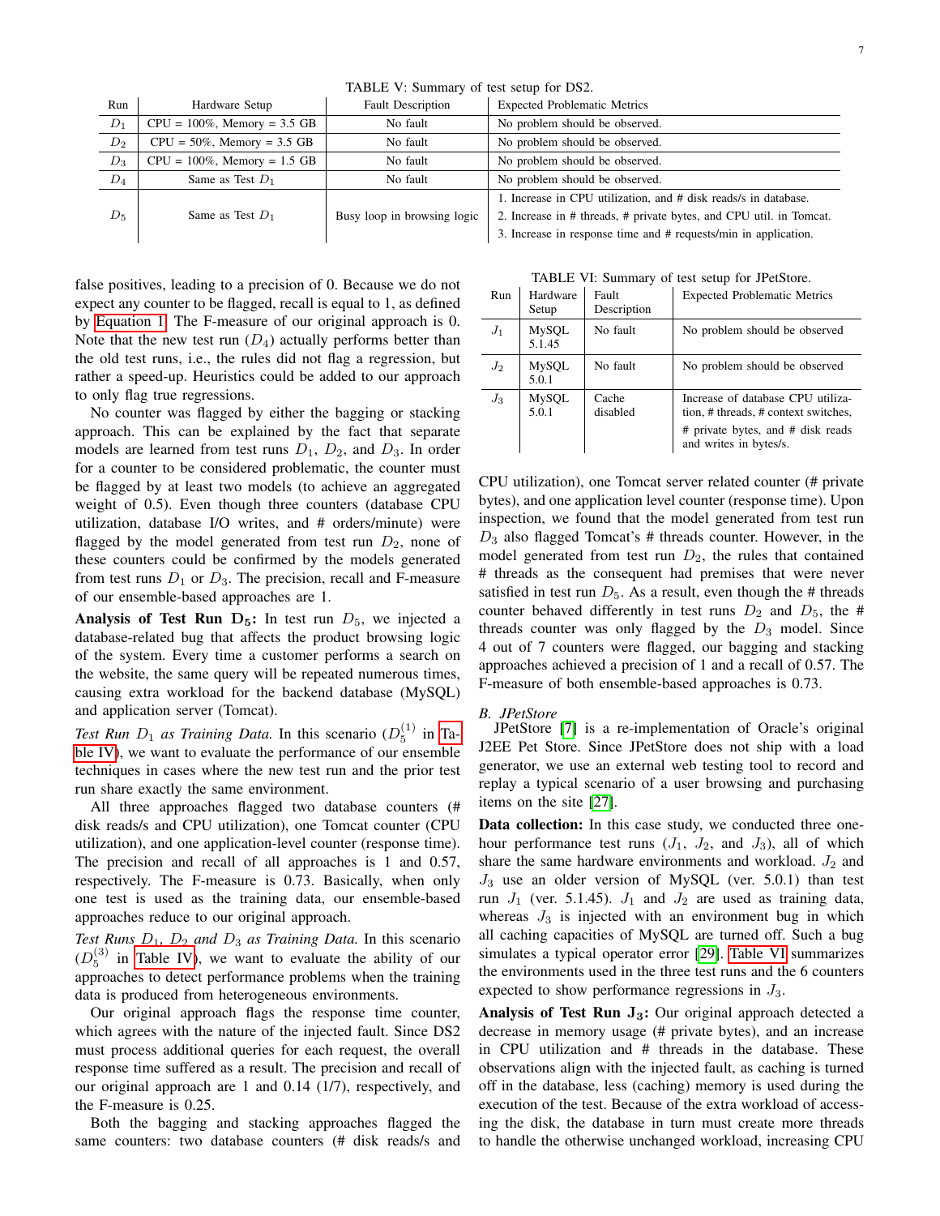TABLE V: Summary of test setup for DS2.

| Run | Hardware Setup | Fault Description | Expected Problematic Metrics |
|---|---|---|---|
| $D_1$ | CPU = 100%, Memory = 3.5 GB | No fault | No problem should be observed. |
| $D_2$ | CPU = 50%, Memory = 3.5 GB | No fault | No problem should be observed. |
| $D_3$ | CPU = 100%, Memory = 1.5 GB | No fault | No problem should be observed. |
| $D_4$ | Same as Test $D_1$ | No fault | No problem should be observed. |
| $D_5$ | Same as Test $D_1$ | Busy loop in browsing logic | 1. Increase in CPU utilization, and # disk reads/s in database. 2. Increase in # threads, # private bytes, and CPU util. in Tomcat. 3. Increase in response time and # requests/min in application. |

false positives, leading to a precision of 0. Because we do not expect any counter to be flagged, recall is equal to 1, as defined by Equation 1. The F-measure of our original approach is 0. Note that the new test run ($D_4$) actually performs better than the old test runs, i.e., the rules did not flag a regression, but rather a speed-up. Heuristics could be added to our approach to only flag true regressions.

No counter was flagged by either the bagging or stacking approach. This can be explained by the fact that separate models are learned from test runs $D_1$, $D_2$, and $D_3$. In order for a counter to be considered problematic, the counter must be flagged by at least two models (to achieve an aggregated weight of 0.5). Even though three counters (database CPU utilization, database I/O writes, and # orders/minute) were flagged by the model generated from test run $D_2$, none of these counters could be confirmed by the models generated from test runs $D_1$ or $D_3$. The precision, recall and F-measure of our ensemble-based approaches are 1.

**Analysis of Test Run $D_5$:** In test run $D_5$, we injected a database-related bug that affects the product browsing logic of the system. Every time a customer performs a search on the website, the same query will be repeated numerous times, causing extra workload for the backend database (MySQL) and application server (Tomcat).

*Test Run $D_1$ as Training Data.* In this scenario ($D_5^{(1)}$ in Table IV), we want to evaluate the performance of our ensemble techniques in cases where the new test run and the prior test run share exactly the same environment.

All three approaches flagged two database counters (# disk reads/s and CPU utilization), one Tomcat counter (CPU utilization), and one application-level counter (response time). The precision and recall of all approaches is 1 and 0.57, respectively. The F-measure is 0.73. Basically, when only one test is used as the training data, our ensemble-based approaches reduce to our original approach.

*Test Runs $D_1$, $D_2$ and $D_3$ as Training Data.* In this scenario ($D_5^{(3)}$ in Table IV), we want to evaluate the ability of our approaches to detect performance problems when the training data is produced from heterogeneous environments.

Our original approach flags the response time counter, which agrees with the nature of the injected fault. Since DS2 must process additional queries for each request, the overall response time suffered as a result. The precision and recall of our original approach are 1 and 0.14 (1/7), respectively, and the F-measure is 0.25.

Both the bagging and stacking approaches flagged the same counters: two database counters (# disk reads/s and CPU utilization), one Tomcat server related counter (# private bytes), and one application level counter (response time). Upon inspection, we found that the model generated from test run $D_3$ also flagged Tomcat's # threads counter. However, in the model generated from test run $D_2$, the rules that contained # threads as the consequent had premises that were never satisfied in test run $D_5$. As a result, even though the # threads counter behaved differently in test runs $D_2$ and $D_5$, the # threads counter was only flagged by the $D_3$ model. Since 4 out of 7 counters were flagged, our bagging and stacking approaches achieved a precision of 1 and a recall of 0.57. The F-measure of both ensemble-based approaches is 0.73.

TABLE VI: Summary of test setup for JPetStore.

| Run | Hardware Setup | Fault Description | Expected Problematic Metrics |
|---|---|---|---|
| $J_1$ | MySQL 5.1.45 | No fault | No problem should be observed |
| $J_2$ | MySQL 5.0.1 | No fault | No problem should be observed |
| $J_3$ | MySQL 5.0.1 | Cache disabled | Increase of database CPU utilization, # threads, # context switches, # private bytes, and # disk reads and writes in bytes/s. |

### B. JPetStore

JPetStore [7] is a re-implementation of Oracle's original J2EE Pet Store. Since JPetStore does not ship with a load generator, we use an external web testing tool to record and replay a typical scenario of a user browsing and purchasing items on the site [27].

**Data collection:** In this case study, we conducted three one-hour performance test runs ($J_1$, $J_2$, and $J_3$), all of which share the same hardware environments and workload. $J_2$ and $J_3$ use an older version of MySQL (ver. 5.0.1) than test run $J_1$ (ver. 5.1.45). $J_1$ and $J_2$ are used as training data, whereas $J_3$ is injected with an environment bug in which all caching capacities of MySQL are turned off. Such a bug simulates a typical operator error [29]. Table VI summarizes the environments used in the three test runs and the 6 counters expected to show performance regressions in $J_3$.

**Analysis of Test Run $J_3$:** Our original approach detected a decrease in memory usage (# private bytes), and an increase in CPU utilization and # threads in the database. These observations align with the injected fault, as caching is turned off in the database, less (caching) memory is used during the execution of the test. Because of the extra workload of accessing the disk, the database in turn must create more threads to handle the otherwise unchanged workload, increasing CPU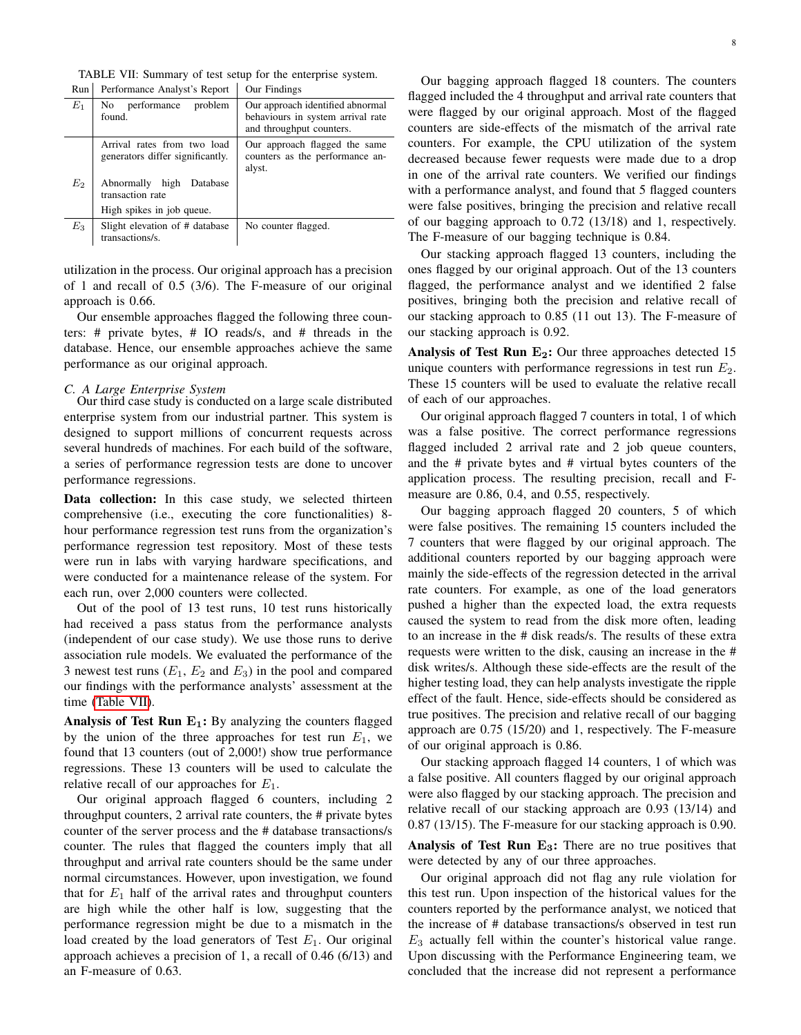TABLE VII: Summary of test setup for the enterprise system.

| Run | Performance Analyst's Report | Our Findings |
|---|---|---|
| $E_1$ | No performance problem found. | Our approach identified abnormal behaviours in system arrival rate and throughput counters. |
| $E_2$ | Arrival rates from two load generators differ significantly. Abnormally high Database transaction rate High spikes in job queue. | Our approach flagged the same counters as the performance analyst. |
| $E_3$ | Slight elevation of # database transactions/s. | No counter flagged. |

utilization in the process. Our original approach has a precision of 1 and recall of 0.5 (3/6). The F-measure of our original approach is 0.66.

Our ensemble approaches flagged the following three counters: # private bytes, # IO reads/s, and # threads in the database. Hence, our ensemble approaches achieve the same performance as our original approach.

### C. A Large Enterprise System

Our third case study is conducted on a large scale distributed enterprise system from our industrial partner. This system is designed to support millions of concurrent requests across several hundreds of machines. For each build of the software, a series of performance regression tests are done to uncover performance regressions.

**Data collection:** In this case study, we selected thirteen comprehensive (i.e., executing the core functionalities) 8-hour performance regression test runs from the organization's performance regression test repository. Most of these tests were run in labs with varying hardware specifications, and were conducted for a maintenance release of the system. For each run, over 2,000 counters were collected.

Out of the pool of 13 test runs, 10 test runs historically had received a pass status from the performance analysts (independent of our case study). We use those runs to derive association rule models. We evaluated the performance of the 3 newest test runs ($E_1$, $E_2$ and $E_3$) in the pool and compared our findings with the performance analysts' assessment at the time (Table VII).

**Analysis of Test Run $E_1$:** By analyzing the counters flagged by the union of the three approaches for test run $E_1$, we found that 13 counters (out of 2,000!) show true performance regressions. These 13 counters will be used to calculate the relative recall of our approaches for $E_1$.

Our original approach flagged 6 counters, including 2 throughput counters, 2 arrival rate counters, the # private bytes counter of the server process and the # database transactions/s counter. The rules that flagged the counters imply that all throughput and arrival rate counters should be the same under normal circumstances. However, upon investigation, we found that for $E_1$ half of the arrival rates and throughput counters are high while the other half is low, suggesting that the performance regression might be due to a mismatch in the load created by the load generators of Test $E_1$. Our original approach achieves a precision of 1, a recall of 0.46 (6/13) and an F-measure of 0.63.

Our bagging approach flagged 18 counters. The counters flagged included the 4 throughput and arrival rate counters that were flagged by our original approach. Most of the flagged counters are side-effects of the mismatch of the arrival rate counters. For example, the CPU utilization of the system decreased because fewer requests were made due to a drop in one of the arrival rate counters. We verified our findings with a performance analyst, and found that 5 flagged counters were false positives, bringing the precision and relative recall of our bagging approach to 0.72 (13/18) and 1, respectively. The F-measure of our bagging technique is 0.84.

Our stacking approach flagged 13 counters, including the ones flagged by our original approach. Out of the 13 counters flagged, the performance analyst and we identified 2 false positives, bringing both the precision and relative recall of our stacking approach to 0.85 (11 out 13). The F-measure of our stacking approach is 0.92.

**Analysis of Test Run $E_2$:** Our three approaches detected 15 unique counters with performance regressions in test run $E_2$. These 15 counters will be used to evaluate the relative recall of each of our approaches.

Our original approach flagged 7 counters in total, 1 of which was a false positive. The correct performance regressions flagged included 2 arrival rate and 2 job queue counters, and the # private bytes and # virtual bytes counters of the application process. The resulting precision, recall and F-measure are 0.86, 0.4, and 0.55, respectively.

Our bagging approach flagged 20 counters, 5 of which were false positives. The remaining 15 counters included the 7 counters that were flagged by our original approach. The additional counters reported by our bagging approach were mainly the side-effects of the regression detected in the arrival rate counters. For example, as one of the load generators pushed a higher than the expected load, the extra requests caused the system to read from the disk more often, leading to an increase in the # disk reads/s. The results of these extra requests were written to the disk, causing an increase in the # disk writes/s. Although these side-effects are the result of the higher testing load, they can help analysts investigate the ripple effect of the fault. Hence, side-effects should be considered as true positives. The precision and relative recall of our bagging approach are 0.75 (15/20) and 1, respectively. The F-measure of our original approach is 0.86.

Our stacking approach flagged 14 counters, 1 of which was a false positive. All counters flagged by our original approach were also flagged by our stacking approach. The precision and relative recall of our stacking approach are 0.93 (13/14) and 0.87 (13/15). The F-measure for our stacking approach is 0.90.

**Analysis of Test Run $E_3$:** There are no true positives that were detected by any of our three approaches.

Our original approach did not flag any rule violation for this test run. Upon inspection of the historical values for the counters reported by the performance analyst, we noticed that the increase of # database transactions/s observed in test run $E_3$ actually fell within the counter's historical value range. Upon discussing with the Performance Engineering team, we concluded that the increase did not represent a performance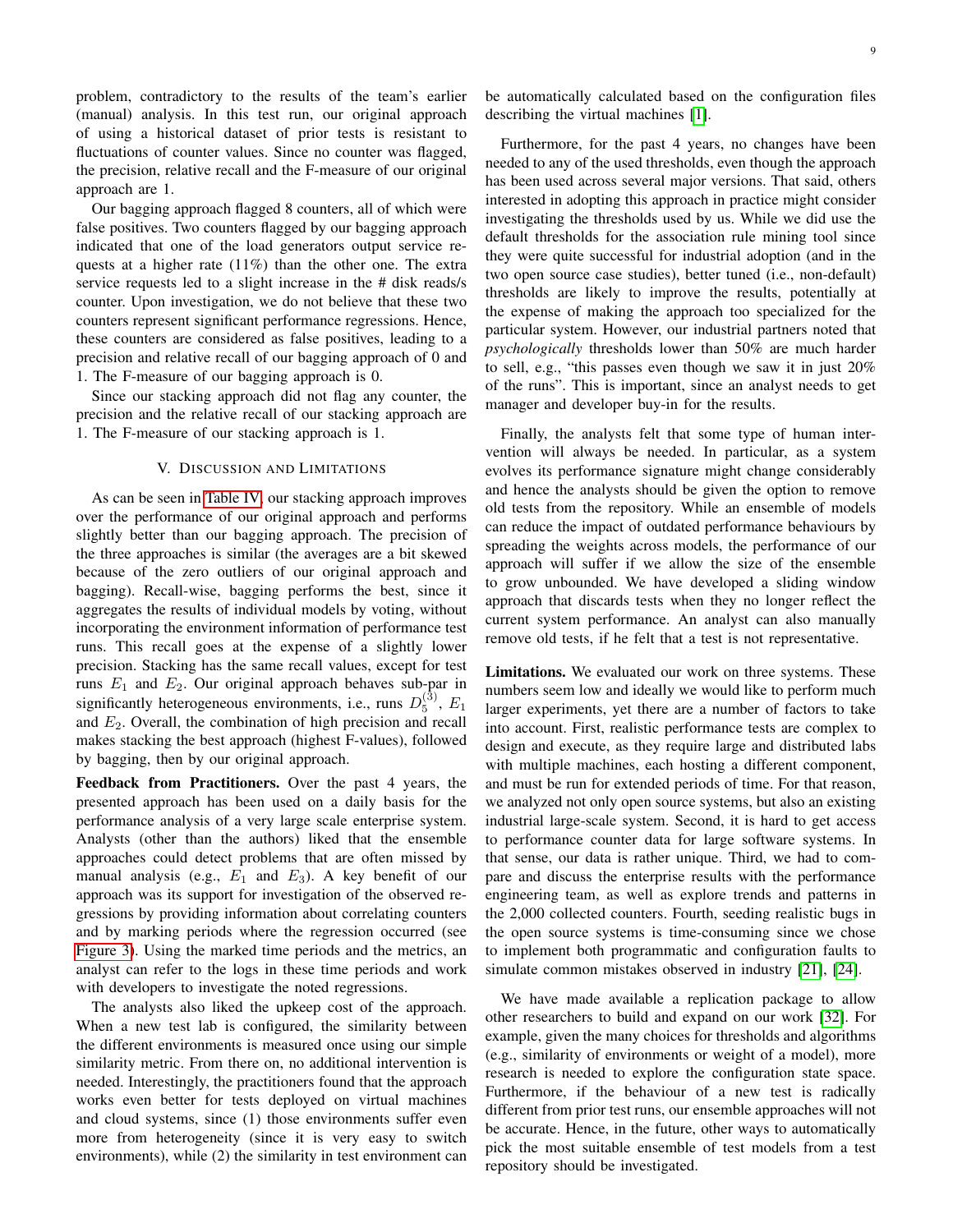problem, contradictory to the results of the team's earlier (manual) analysis. In this test run, our original approach of using a historical dataset of prior tests is resistant to fluctuations of counter values. Since no counter was flagged, the precision, relative recall and the F-measure of our original approach are 1.

Our bagging approach flagged 8 counters, all of which were false positives. Two counters flagged by our bagging approach indicated that one of the load generators output service requests at a higher rate (11%) than the other one. The extra service requests led to a slight increase in the # disk reads/s counter. Upon investigation, we do not believe that these two counters represent significant performance regressions. Hence, these counters are considered as false positives, leading to a precision and relative recall of our bagging approach of 0 and 1. The F-measure of our bagging approach is 0.

Since our stacking approach did not flag any counter, the precision and the relative recall of our stacking approach are 1. The F-measure of our stacking approach is 1.

## V. Discussion and Limitations

As can be seen in Table IV, our stacking approach improves over the performance of our original approach and performs slightly better than our bagging approach. The precision of the three approaches is similar (the averages are a bit skewed because of the zero outliers of our original approach and bagging). Recall-wise, bagging performs the best, since it aggregates the results of individual models by voting, without incorporating the environment information of performance test runs. This recall goes at the expense of a slightly lower precision. Stacking has the same recall values, except for test runs $E_1$ and $E_2$. Our original approach behaves sub-par in significantly heterogeneous environments, i.e., runs $D_5^{(3)}$, $E_1$ and $E_2$. Overall, the combination of high precision and recall makes stacking the best approach (highest F-values), followed by bagging, then by our original approach.

**Feedback from Practitioners.** Over the past 4 years, the presented approach has been used on a daily basis for the performance analysis of a very large scale enterprise system. Analysts (other than the authors) liked that the ensemble approaches could detect problems that are often missed by manual analysis (e.g., $E_1$ and $E_3$). A key benefit of our approach was its support for investigation of the observed regressions by providing information about correlating counters and by marking periods where the regression occurred (see Figure 3). Using the marked time periods and the metrics, an analyst can refer to the logs in these time periods and work with developers to investigate the noted regressions.

The analysts also liked the upkeep cost of the approach. When a new test lab is configured, the similarity between the different environments is measured once using our simple similarity metric. From there on, no additional intervention is needed. Interestingly, the practitioners found that the approach works even better for tests deployed on virtual machines and cloud systems, since (1) those environments suffer even more from heterogeneity (since it is very easy to switch environments), while (2) the similarity in test environment can be automatically calculated based on the configuration files describing the virtual machines [1].

Furthermore, for the past 4 years, no changes have been needed to any of the used thresholds, even though the approach has been used across several major versions. That said, others interested in adopting this approach in practice might consider investigating the thresholds used by us. While we did use the default thresholds for the association rule mining tool since they were quite successful for industrial adoption (and in the two open source case studies), better tuned (i.e., non-default) thresholds are likely to improve the results, potentially at the expense of making the approach too specialized for the particular system. However, our industrial partners noted that *psychologically* thresholds lower than 50% are much harder to sell, e.g., "this passes even though we saw it in just 20% of the runs". This is important, since an analyst needs to get manager and developer buy-in for the results.

Finally, the analysts felt that some type of human intervention will always be needed. In particular, as a system evolves its performance signature might change considerably and hence the analysts should be given the option to remove old tests from the repository. While an ensemble of models can reduce the impact of outdated performance behaviours by spreading the weights across models, the performance of our approach will suffer if we allow the size of the ensemble to grow unbounded. We have developed a sliding window approach that discards tests when they no longer reflect the current system performance. An analyst can also manually remove old tests, if he felt that a test is not representative.

**Limitations.** We evaluated our work on three systems. These numbers seem low and ideally we would like to perform much larger experiments, yet there are a number of factors to take into account. First, realistic performance tests are complex to design and execute, as they require large and distributed labs with multiple machines, each hosting a different component, and must be run for extended periods of time. For that reason, we analyzed not only open source systems, but also an existing industrial large-scale system. Second, it is hard to get access to performance counter data for large software systems. In that sense, our data is rather unique. Third, we had to compare and discuss the enterprise results with the performance engineering team, as well as explore trends and patterns in the 2,000 collected counters. Fourth, seeding realistic bugs in the open source systems is time-consuming since we chose to implement both programmatic and configuration faults to simulate common mistakes observed in industry [21], [24].

We have made available a replication package to allow other researchers to build and expand on our work [32]. For example, given the many choices for thresholds and algorithms (e.g., similarity of environments or weight of a model), more research is needed to explore the configuration state space. Furthermore, if the behaviour of a new test is radically different from prior test runs, our ensemble approaches will not be accurate. Hence, in the future, other ways to automatically pick the most suitable ensemble of test models from a test repository should be investigated.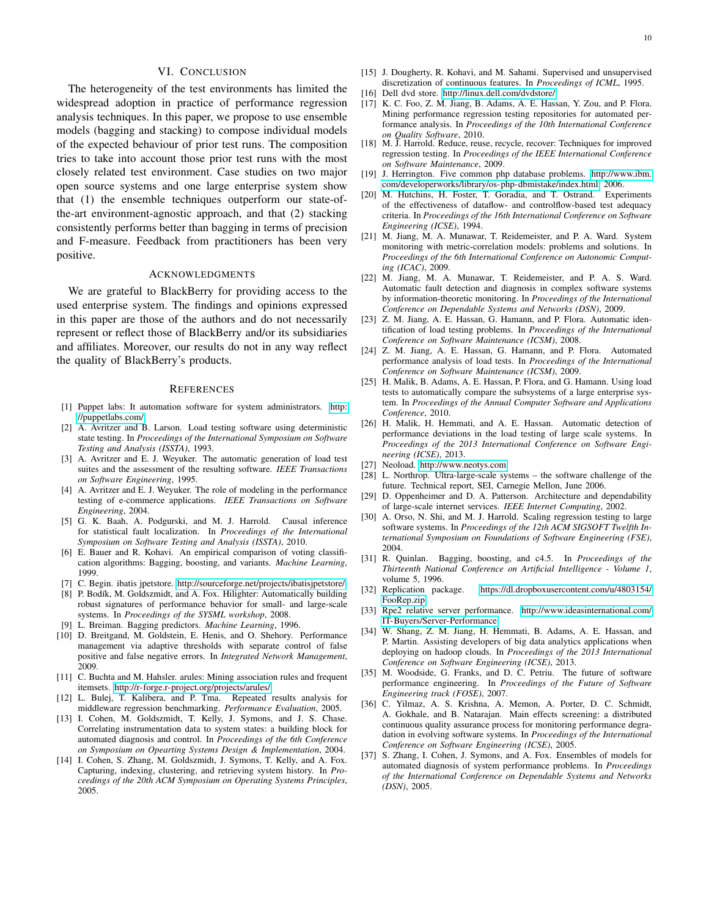## VI. Conclusion

The heterogeneity of the test environments has limited the widespread adoption in practice of performance regression analysis techniques. In this paper, we propose to use ensemble models (bagging and stacking) to compose individual models of the expected behaviour of prior test runs. The composition tries to take into account those prior test runs with the most closely related test environment. Case studies on two major open source systems and one large enterprise system show that (1) the ensemble techniques outperform our state-of-the-art environment-agnostic approach, and that (2) stacking consistently performs better than bagging in terms of precision and F-measure. Feedback from practitioners has been very positive.

## Acknowledgments

We are grateful to BlackBerry for providing access to the used enterprise system. The findings and opinions expressed in this paper are those of the authors and do not necessarily represent or reflect those of BlackBerry and/or its subsidiaries and affiliates. Moreover, our results do not in any way reflect the quality of BlackBerry's products.

## References

[1] Puppet labs: It automation software for system administrators. http://puppetlabs.com/

[2] A. Avritzer and B. Larson. Load testing software using deterministic state testing. In *Proceedings of the International Symposium on Software Testing and Analysis (ISSTA)*, 1993.

[3] A. Avritzer and E. J. Weyuker. The automatic generation of load test suites and the assessment of the resulting software. *IEEE Transactions on Software Engineering*, 1995.

[4] A. Avritzer and E. J. Weyuker. The role of modeling in the performance testing of e-commerce applications. *IEEE Transactions on Software Engineering*, 2004.

[5] G. K. Baah, A. Podgurski, and M. J. Harrold. Causal inference for statistical fault localization. In *Proceedings of the International Symposium on Software Testing and Analysis (ISSTA)*, 2010.

[6] E. Bauer and R. Kohavi. An empirical comparison of voting classification algorithms: Bagging, boosting, and variants. *Machine Learning*, 1999.

[7] C. Begin. ibatis jpetstore. http://sourceforge.net/projects/ibatisjpetstore/

[8] P. Bodík, M. Goldszmidt, and A. Fox. Hilighter: Automatically building robust signatures of performance behavior for small- and large-scale systems. In *Proceedings of the SYSML workshop*, 2008.

[9] L. Breiman. Bagging predictors. *Machine Learning*, 1996.

[10] D. Breitgand, M. Goldstein, E. Henis, and O. Shehory. Performance management via adaptive thresholds with separate control of false positive and false negative errors. In *Integrated Network Management*, 2009.

[11] C. Buchta and M. Hahsler. arules: Mining association rules and frequent itemsets. http://r-forge.r-project.org/projects/arules/

[12] L. Bulej, T. Kalibera, and P. Tma. Repeated results analysis for middleware regression benchmarking. *Performance Evaluation*, 2005.

[13] I. Cohen, M. Goldszmidt, T. Kelly, J. Symons, and J. S. Chase. Correlating instrumentation data to system states: a building block for automated diagnosis and control. In *Proceedings of the 6th Conference on Symposium on Opearting Systems Design & Implementation*, 2004.

[14] I. Cohen, S. Zhang, M. Goldszmidt, J. Symons, T. Kelly, and A. Fox. Capturing, indexing, clustering, and retrieving system history. In *Proceedings of the 20th ACM Symposium on Operating Systems Principles*, 2005.

[15] J. Dougherty, R. Kohavi, and M. Sahami. Supervised and unsupervised discretization of continuous features. In *Proceedings of ICML*, 1995.

[16] Dell dvd store. http://linux.dell.com/dvdstore/

[17] K. C. Foo, Z. M. Jiang, B. Adams, A. E. Hassan, Y. Zou, and P. Flora. Mining performance regression testing repositories for automated performance analysis. In *Proceedings of the 10th International Conference on Quality Software*, 2010.

[18] M. J. Harrold. Reduce, reuse, recycle, recover: Techniques for improved regression testing. In *Proceedings of the IEEE International Conference on Software Maintenance*, 2009.

[19] J. Herrington. Five common php database problems. http://www.ibm.com/developerworks/library/os-php-dbmistake/index.html, 2006.

[20] M. Hutchins, H. Foster, T. Goradia, and T. Ostrand. Experiments of the effectiveness of dataflow- and controlflow-based test adequacy criteria. In *Proceedings of the 16th International Conference on Software Engineering (ICSE)*, 1994.

[21] M. Jiang, M. A. Munawar, T. Reidemeister, and P. A. Ward. System monitoring with metric-correlation models: problems and solutions. In *Proceedings of the 6th International Conference on Autonomic Computing (ICAC)*, 2009.

[22] M. Jiang, M. A. Munawar, T. Reidemeister, and P. A. S. Ward. Automatic fault detection and diagnosis in complex software systems by information-theoretic monitoring. In *Proceedings of the International Conference on Dependable Systems and Networks (DSN)*, 2009.

[23] Z. M. Jiang, A. E. Hassan, G. Hamann, and P. Flora. Automatic identification of load testing problems. In *Proceedings of the International Conference on Software Maintenance (ICSM)*, 2008.

[24] Z. M. Jiang, A. E. Hassan, G. Hamann, and P. Flora. Automated performance analysis of load tests. In *Proceedings of the International Conference on Software Maintenance (ICSM)*, 2009.

[25] H. Malik, B. Adams, A. E. Hassan, P. Flora, and G. Hamann. Using load tests to automatically compare the subsystems of a large enterprise system. In *Proceedings of the Annual Computer Software and Applications Conference*, 2010.

[26] H. Malik, H. Hemmati, and A. E. Hassan. Automatic detection of performance deviations in the load testing of large scale systems. In *Proceedings of the 2013 International Conference on Software Engineering (ICSE)*, 2013.

[27] Neoload. http://www.neotys.com

[28] L. Northrop. Ultra-large-scale systems – the software challenge of the future. Technical report, SEI, Carnegie Mellon, June 2006.

[29] D. Oppenheimer and D. A. Patterson. Architecture and dependability of large-scale internet services. *IEEE Internet Computing*, 2002.

[30] A. Orso, N. Shi, and M. J. Harrold. Scaling regression testing to large software systems. In *Proceedings of the 12th ACM SIGSOFT Twelfth International Symposium on Foundations of Software Engineering (FSE)*, 2004.

[31] R. Quinlan. Bagging, boosting, and c4.5. In *Proceedings of the Thirteenth National Conference on Artificial Intelligence - Volume 1*, volume 5, 1996.

[32] Replication package. https://dl.dropboxusercontent.com/u/4803154/FooRep.zip

[33] Rpe2 relative server performance. http://www.ideasinternational.com/IT-Buyers/Server-Performance

[34] W. Shang, Z. M. Jiang, H. Hemmati, B. Adams, A. E. Hassan, and P. Martin. Assisting developers of big data analytics applications when deploying on hadoop clouds. In *Proceedings of the 2013 International Conference on Software Engineering (ICSE)*, 2013.

[35] M. Woodside, G. Franks, and D. C. Petriu. The future of software performance engineering. In *Proceedings of the Future of Software Engineering track (FOSE)*, 2007.

[36] C. Yilmaz, A. S. Krishna, A. Memon, A. Porter, D. C. Schmidt, A. Gokhale, and B. Natarajan. Main effects screening: a distributed continuous quality assurance process for monitoring performance degradation in evolving software systems. In *Proceedings of the International Conference on Software Engineering (ICSE)*, 2005.

[37] S. Zhang, I. Cohen, J. Symons, and A. Fox. Ensembles of models for automated diagnosis of system performance problems. In *Proceedings of the International Conference on Dependable Systems and Networks (DSN)*, 2005.